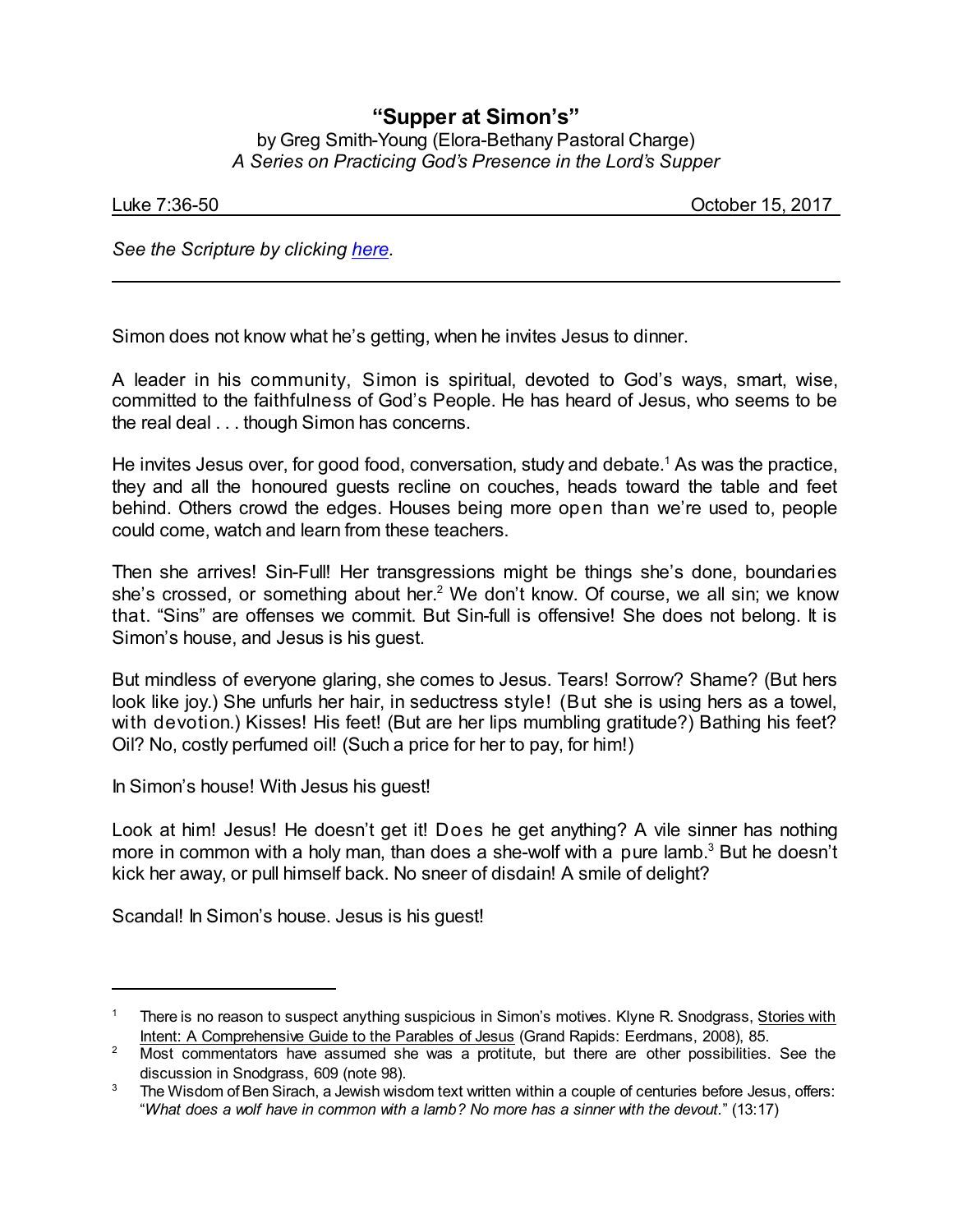# "Supper at Simon's"

by Greg Smith-Young (Elora-Bethany Pastoral Charge)
*A Series on Practicing God's Presence in the Lord's Supper*

Luke 7:36-50 October 15, 2017

*See the Scripture by clicking here.*

---

Simon does not know what he's getting, when he invites Jesus to dinner.

A leader in his community, Simon is spiritual, devoted to God's ways, smart, wise, committed to the faithfulness of God's People. He has heard of Jesus, who seems to be the real deal . . . though Simon has concerns.

He invites Jesus over, for good food, conversation, study and debate.[1] As was the practice, they and all the honoured guests recline on couches, heads toward the table and feet behind. Others crowd the edges. Houses being more open than we're used to, people could come, watch and learn from these teachers.

Then she arrives! Sin-Full! Her transgressions might be things she's done, boundaries she's crossed, or something about her.[2] We don't know. Of course, we all sin; we know that. "Sins" are offenses we commit. But Sin-full is offensive! She does not belong. It is Simon's house, and Jesus is his guest.

But mindless of everyone glaring, she comes to Jesus. Tears! Sorrow? Shame? (But hers look like joy.) She unfurls her hair, in seductress style! (But she is using hers as a towel, with devotion.) Kisses! His feet! (But are her lips mumbling gratitude?) Bathing his feet? Oil? No, costly perfumed oil! (Such a price for her to pay, for him!)

In Simon's house! With Jesus his guest!

Look at him! Jesus! He doesn't get it! Does he get anything? A vile sinner has nothing more in common with a holy man, than does a she-wolf with a pure lamb.[3] But he doesn't kick her away, or pull himself back. No sneer of disdain! A smile of delight?

Scandal! In Simon's house. Jesus is his guest!

---

[1] There is no reason to suspect anything suspicious in Simon's motives. Klyne R. Snodgrass, Stories with Intent: A Comprehensive Guide to the Parables of Jesus (Grand Rapids: Eerdmans, 2008), 85.

[2] Most commentators have assumed she was a protitute, but there are other possibilities. See the discussion in Snodgrass, 609 (note 98).

[3] The Wisdom of Ben Sirach, a Jewish wisdom text written within a couple of centuries before Jesus, offers: "*What does a wolf have in common with a lamb? No more has a sinner with the devout.*" (13:17)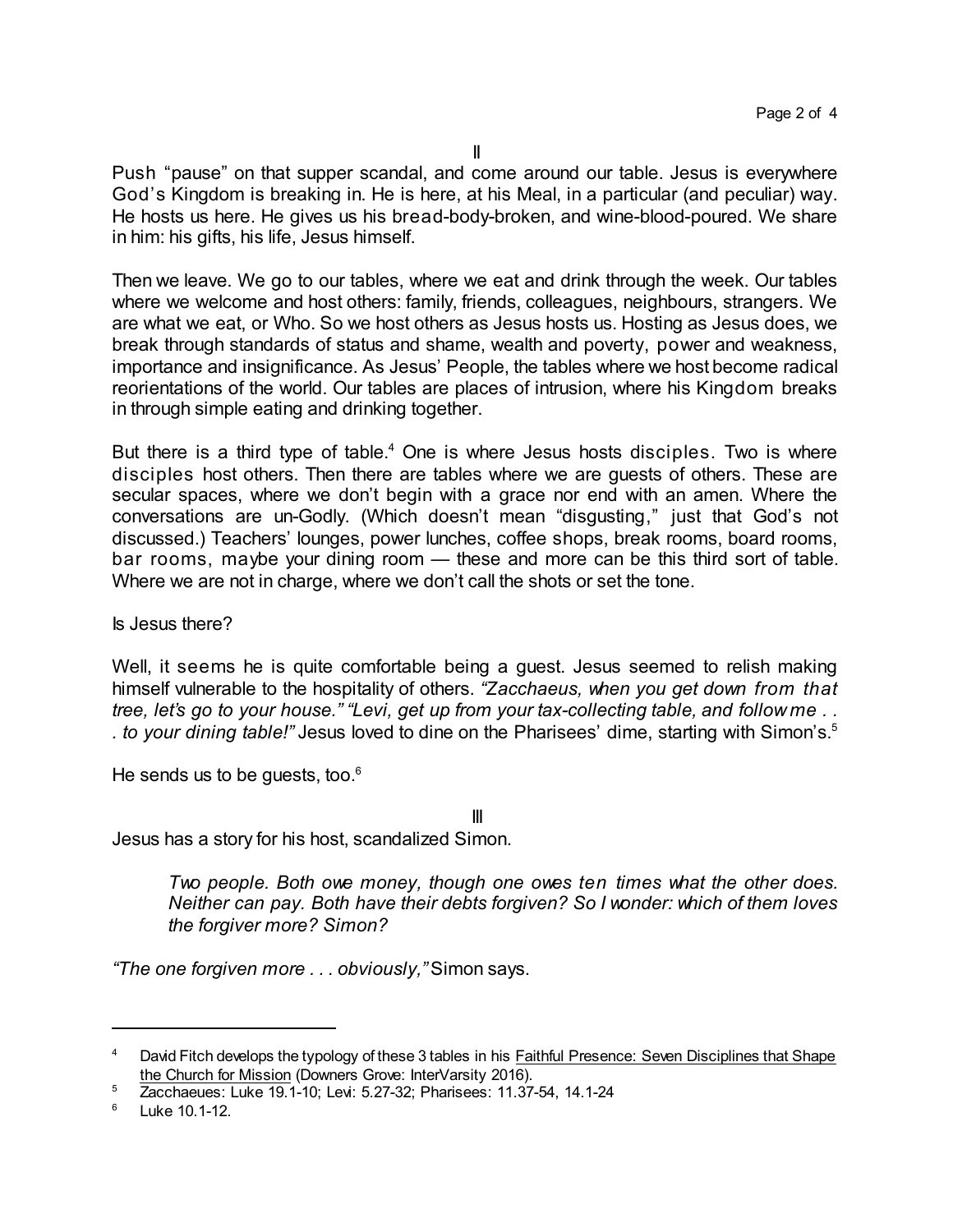II

Push "pause" on that supper scandal, and come around our table. Jesus is everywhere God's Kingdom is breaking in. He is here, at his Meal, in a particular (and peculiar) way. He hosts us here. He gives us his bread-body-broken, and wine-blood-poured. We share in him: his gifts, his life, Jesus himself.

Then we leave. We go to our tables, where we eat and drink through the week. Our tables where we welcome and host others: family, friends, colleagues, neighbours, strangers. We are what we eat, or Who. So we host others as Jesus hosts us. Hosting as Jesus does, we break through standards of status and shame, wealth and poverty, power and weakness, importance and insignificance. As Jesus' People, the tables where we host become radical reorientations of the world. Our tables are places of intrusion, where his Kingdom breaks in through simple eating and drinking together.

But there is a third type of table.[4] One is where Jesus hosts disciples. Two is where disciples host others. Then there are tables where we are guests of others. These are secular spaces, where we don't begin with a grace nor end with an amen. Where the conversations are un-Godly. (Which doesn't mean "disgusting," just that God's not discussed.) Teachers' lounges, power lunches, coffee shops, break rooms, board rooms, bar rooms, maybe your dining room — these and more can be this third sort of table. Where we are not in charge, where we don't call the shots or set the tone.

Is Jesus there?

Well, it seems he is quite comfortable being a guest. Jesus seemed to relish making himself vulnerable to the hospitality of others. *"Zacchaeus, when you get down from that tree, let's go to your house." "Levi, get up from your tax-collecting table, and follow me . . . to your dining table!"* Jesus loved to dine on the Pharisees' dime, starting with Simon's.[5]

He sends us to be guests, too.[6]

III

Jesus has a story for his host, scandalized Simon.

> *Two people. Both owe money, though one owes ten times what the other does. Neither can pay. Both have their debts forgiven? So I wonder: which of them loves the forgiver more? Simon?*

*"The one forgiven more . . . obviously,"* Simon says.

---

[4] David Fitch develops the typology of these 3 tables in his Faithful Presence: Seven Disciplines that Shape the Church for Mission (Downers Grove: InterVarsity 2016).

[5] Zacchaeues: Luke 19.1-10; Levi: 5.27-32; Pharisees: 11.37-54, 14.1-24

[6] Luke 10.1-12.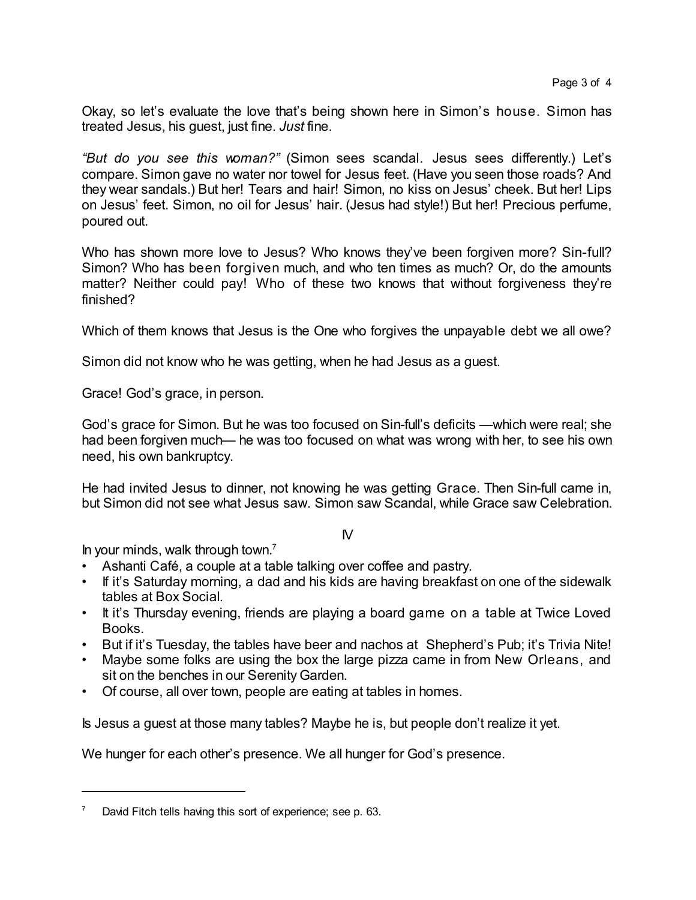Okay, so let's evaluate the love that's being shown here in Simon's house. Simon has treated Jesus, his guest, just fine. *Just* fine.

*"But do you see this woman?"* (Simon sees scandal. Jesus sees differently.) Let's compare. Simon gave no water nor towel for Jesus feet. (Have you seen those roads? And they wear sandals.) But her! Tears and hair! Simon, no kiss on Jesus' cheek. But her! Lips on Jesus' feet. Simon, no oil for Jesus' hair. (Jesus had style!) But her! Precious perfume, poured out.

Who has shown more love to Jesus? Who knows they've been forgiven more? Sin-full? Simon? Who has been forgiven much, and who ten times as much? Or, do the amounts matter? Neither could pay! Who of these two knows that without forgiveness they're finished?

Which of them knows that Jesus is the One who forgives the unpayable debt we all owe?

Simon did not know who he was getting, when he had Jesus as a guest.

Grace! God's grace, in person.

God's grace for Simon. But he was too focused on Sin-full's deficits —which were real; she had been forgiven much— he was too focused on what was wrong with her, to see his own need, his own bankruptcy.

He had invited Jesus to dinner, not knowing he was getting Grace. Then Sin-full came in, but Simon did not see what Jesus saw. Simon saw Scandal, while Grace saw Celebration.

## IV

In your minds, walk through town.[7]

- Ashanti Café, a couple at a table talking over coffee and pastry.
- If it's Saturday morning, a dad and his kids are having breakfast on one of the sidewalk tables at Box Social.
- It it's Thursday evening, friends are playing a board game on a table at Twice Loved Books.
- But if it's Tuesday, the tables have beer and nachos at Shepherd's Pub; it's Trivia Nite!
- Maybe some folks are using the box the large pizza came in from New Orleans, and sit on the benches in our Serenity Garden.
- Of course, all over town, people are eating at tables in homes.

Is Jesus a guest at those many tables? Maybe he is, but people don't realize it yet.

We hunger for each other's presence. We all hunger for God's presence.

---

[7] David Fitch tells having this sort of experience; see p. 63.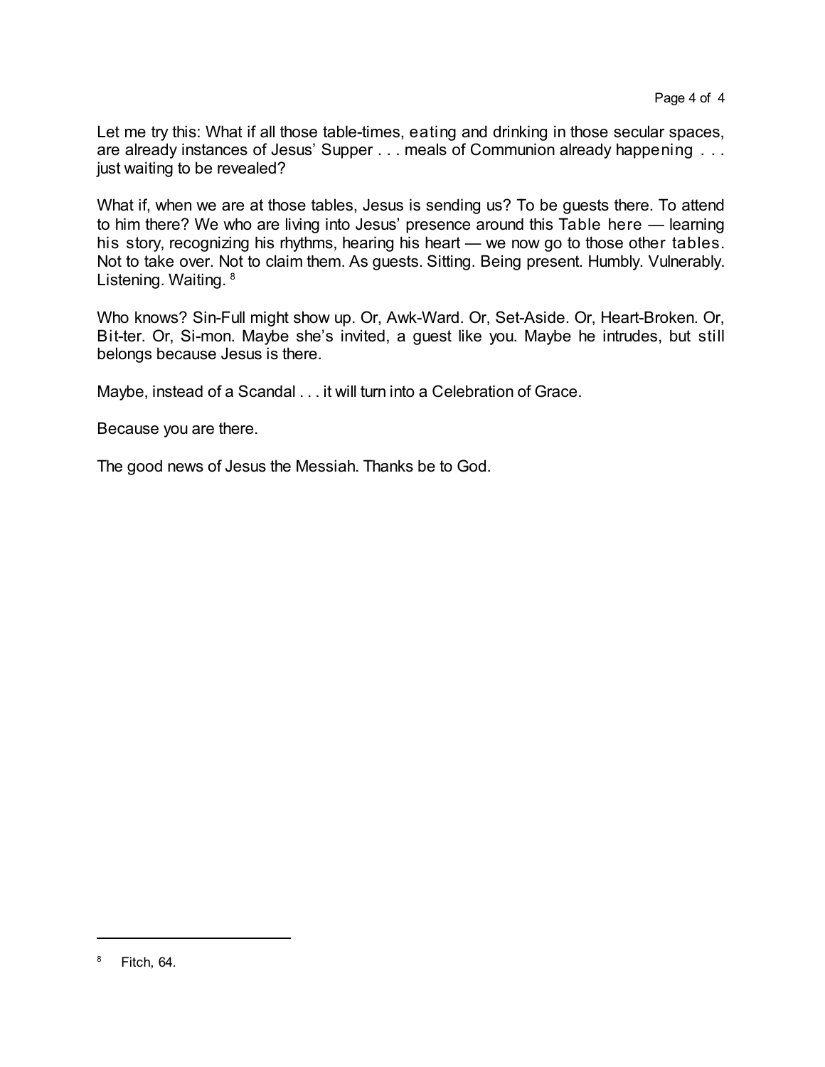Let me try this: What if all those table-times, eating and drinking in those secular spaces, are already instances of Jesus' Supper . . . meals of Communion already happening . . . just waiting to be revealed?

What if, when we are at those tables, Jesus is sending us? To be guests there. To attend to him there? We who are living into Jesus' presence around this Table here — learning his story, recognizing his rhythms, hearing his heart — we now go to those other tables. Not to take over. Not to claim them. As guests. Sitting. Being present. Humbly. Vulnerably. Listening. Waiting. [8]

Who knows? Sin-Full might show up. Or, Awk-Ward. Or, Set-Aside. Or, Heart-Broken. Or, Bit-ter. Or, Si-mon. Maybe she's invited, a guest like you. Maybe he intrudes, but still belongs because Jesus is there.

Maybe, instead of a Scandal . . . it will turn into a Celebration of Grace.

Because you are there.

The good news of Jesus the Messiah. Thanks be to God.

---

[8] Fitch, 64.